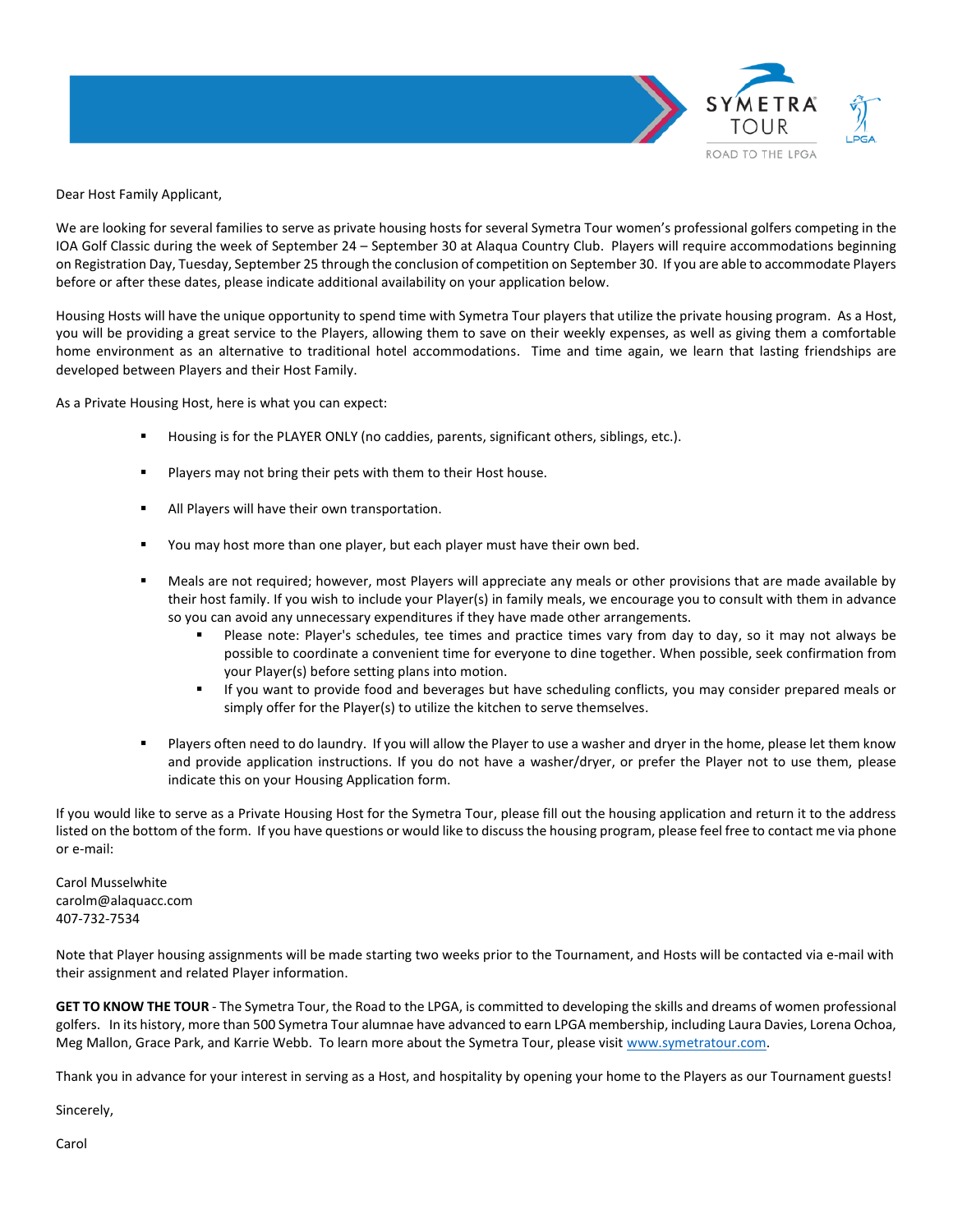Dear Host Family Applicant,

We are looking for several families to serve as private housing hosts for several Symetra Tour women's professional golfers competing in the IOA Golf Classic during the week of September 24 – September 30 at Alaqua Country Club. Players will require accommodations beginning on Registration Day, Tuesday, September 25 through the conclusion of competition on September 30. If you are able to accommodate Players before or after these dates, please indicate additional availability on your application below.

Housing Hosts will have the unique opportunity to spend time with Symetra Tour players that utilize the private housing program. As a Host, you will be providing a great service to the Players, allowing them to save on their weekly expenses, as well as giving them a comfortable home environment as an alternative to traditional hotel accommodations. Time and time again, we learn that lasting friendships are developed between Players and their Host Family.

As a Private Housing Host, here is what you can expect:

- Housing is for the PLAYER ONLY (no caddies, parents, significant others, siblings, etc.).
- Players may not bring their pets with them to their Host house.
- All Players will have their own transportation.
- You may host more than one player, but each player must have their own bed.
- Meals are not required; however, most Players will appreciate any meals or other provisions that are made available by their host family. If you wish to include your Player(s) in family meals, we encourage you to consult with them in advance so you can avoid any unnecessary expenditures if they have made other arrangements.
  - Please note: Player's schedules, tee times and practice times vary from day to day, so it may not always be possible to coordinate a convenient time for everyone to dine together. When possible, seek confirmation from your Player(s) before setting plans into motion.
  - If you want to provide food and beverages but have scheduling conflicts, you may consider prepared meals or simply offer for the Player(s) to utilize the kitchen to serve themselves.
- Players often need to do laundry. If you will allow the Player to use a washer and dryer in the home, please let them know and provide application instructions. If you do not have a washer/dryer, or prefer the Player not to use them, please indicate this on your Housing Application form.

If you would like to serve as a Private Housing Host for the Symetra Tour, please fill out the housing application and return it to the address listed on the bottom of the form. If you have questions or would like to discuss the housing program, please feel free to contact me via phone or e-mail:

Carol Musselwhite
carolm@alaquacc.com
407-732-7534

Note that Player housing assignments will be made starting two weeks prior to the Tournament, and Hosts will be contacted via e-mail with their assignment and related Player information.

**GET TO KNOW THE TOUR** - The Symetra Tour, the Road to the LPGA, is committed to developing the skills and dreams of women professional golfers. In its history, more than 500 Symetra Tour alumnae have advanced to earn LPGA membership, including Laura Davies, Lorena Ochoa, Meg Mallon, Grace Park, and Karrie Webb. To learn more about the Symetra Tour, please visit www.symetratour.com.

Thank you in advance for your interest in serving as a Host, and hospitality by opening your home to the Players as our Tournament guests!

Sincerely,

Carol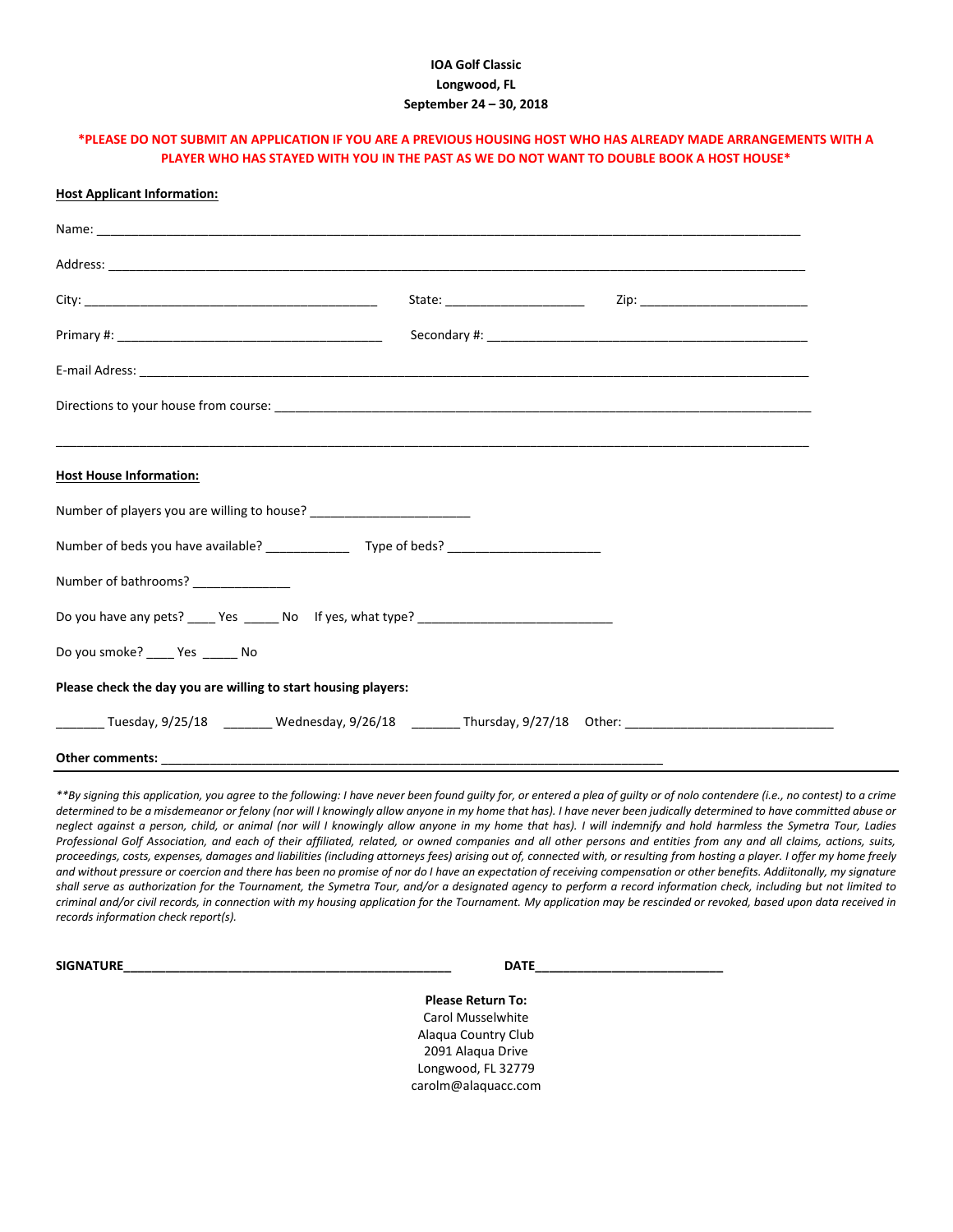**IOA Golf Classic**
**Longwood, FL**
**September 24 – 30, 2018**

**\*PLEASE DO NOT SUBMIT AN APPLICATION IF YOU ARE A PREVIOUS HOUSING HOST WHO HAS ALREADY MADE ARRANGEMENTS WITH A PLAYER WHO HAS STAYED WITH YOU IN THE PAST AS WE DO NOT WANT TO DOUBLE BOOK A HOST HOUSE\***

**Host Applicant Information:**

Name: ______________________________________________________________________________

Address: ____________________________________________________________________________

City: ________________________________ State: ________________ Zip: ____________________

Primary #: ______________________________ Secondary #: _____________________________________

E-mail Adress: _______________________________________________________________________

Directions to your house from course: ______________________________________________________

_____________________________________________________________________________________

**Host House Information:**

Number of players you are willing to house? __________________

Number of beds you have available? __________ Type of beds? __________________

Number of bathrooms? ___________

Do you have any pets? ____ Yes _____ No If yes, what type? ______________________

Do you smoke? ____ Yes _____ No

**Please check the day you are willing to start housing players:**

_______ Tuesday, 9/25/18 _______ Wednesday, 9/26/18 _______ Thursday, 9/27/18 Other: ________________________

**Other comments:** ____________________________________________________________

*\*\*By signing this application, you agree to the following: I have never been found guilty for, or entered a plea of guilty or of nolo contendere (i.e., no contest) to a crime determined to be a misdemeanor or felony (nor will I knowingly allow anyone in my home that has). I have never been judicially determined to have committed abuse or neglect against a person, child, or animal (nor will I knowingly allow anyone in my home that has). I will indemnify and hold harmless the Symetra Tour, Ladies Professional Golf Association, and each of their affiliated, related, or owned companies and all other persons and entities from any and all claims, actions, suits, proceedings, costs, expenses, damages and liabilities (including attorneys fees) arising out of, connected with, or resulting from hosting a player. I offer my home freely and without pressure or coercion and there has been no promise of nor do I have an expectation of receiving compensation or other benefits. Addiitonally, my signature shall serve as authorization for the Tournament, the Symetra Tour, and/or a designated agency to perform a record information check, including but not limited to criminal and/or civil records, in connection with my housing application for the Tournament. My application may be rescinded or revoked, based upon data received in records information check report(s).*

**SIGNATURE**________________________________________ **DATE**______________________

**Please Return To:**
Carol Musselwhite
Alaqua Country Club
2091 Alaqua Drive
Longwood, FL 32779
carolm@alaquacc.com